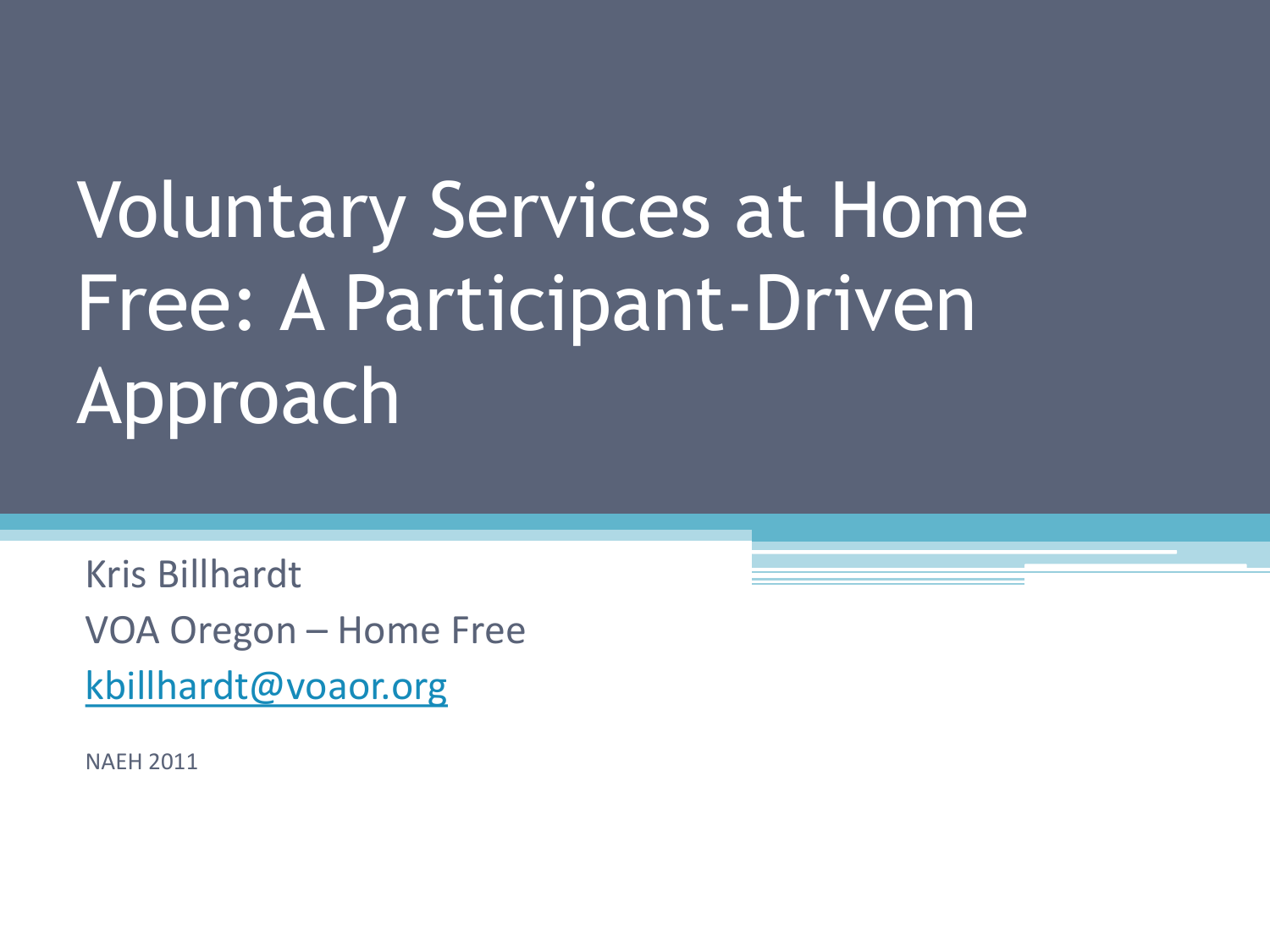# Voluntary Services at Home Free: A Participant-Driven Approach

Kris Billhardt

VOA Oregon – Home Free

kbillhardt@voaor.org

NAEH 2011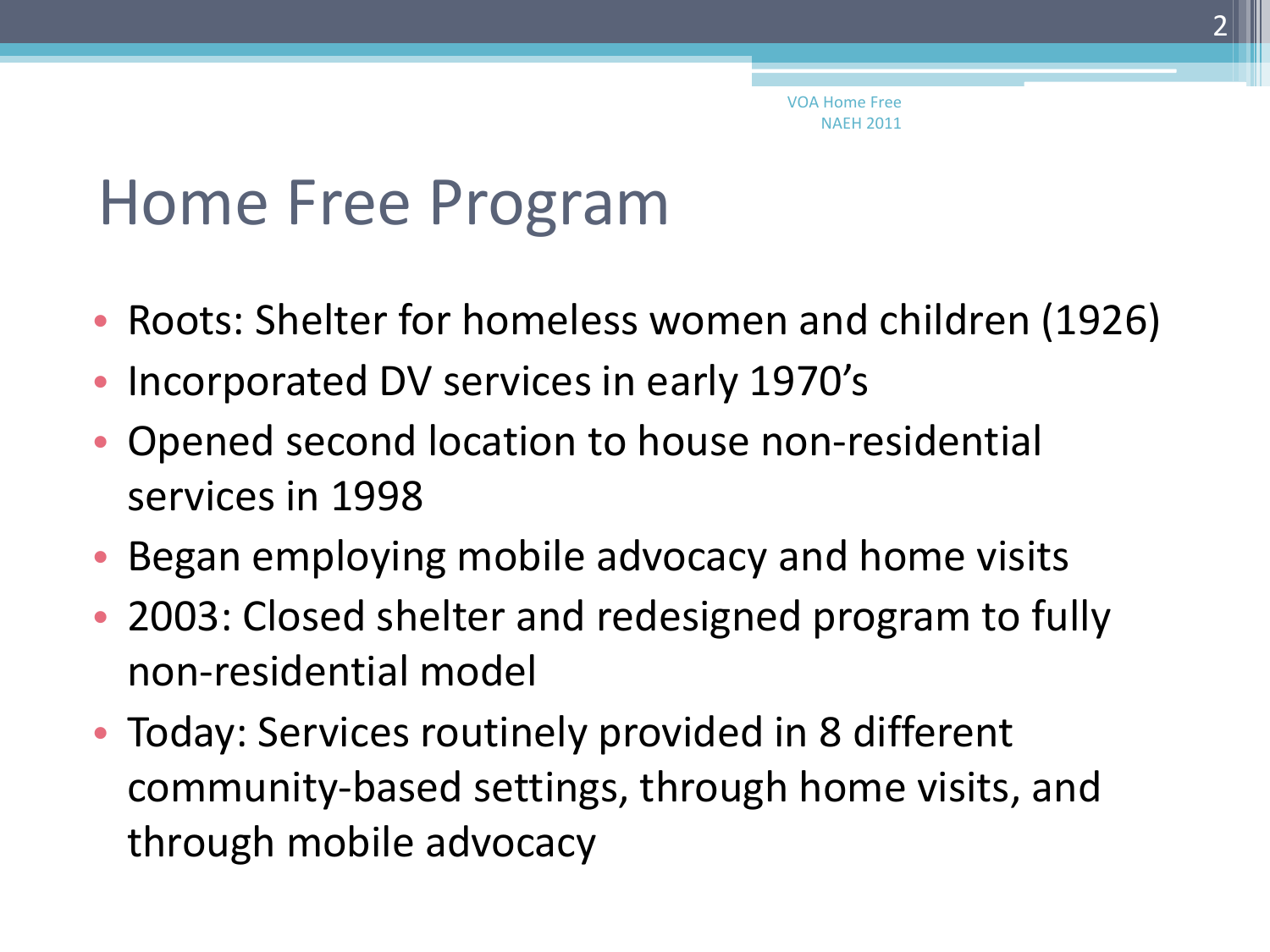# Home Free Program

- Roots: Shelter for homeless women and children (1926)
- Incorporated DV services in early 1970's
- Opened second location to house non-residential services in 1998
- Began employing mobile advocacy and home visits
- 2003: Closed shelter and redesigned program to fully non-residential model
- Today: Services routinely provided in 8 different community-based settings, through home visits, and through mobile advocacy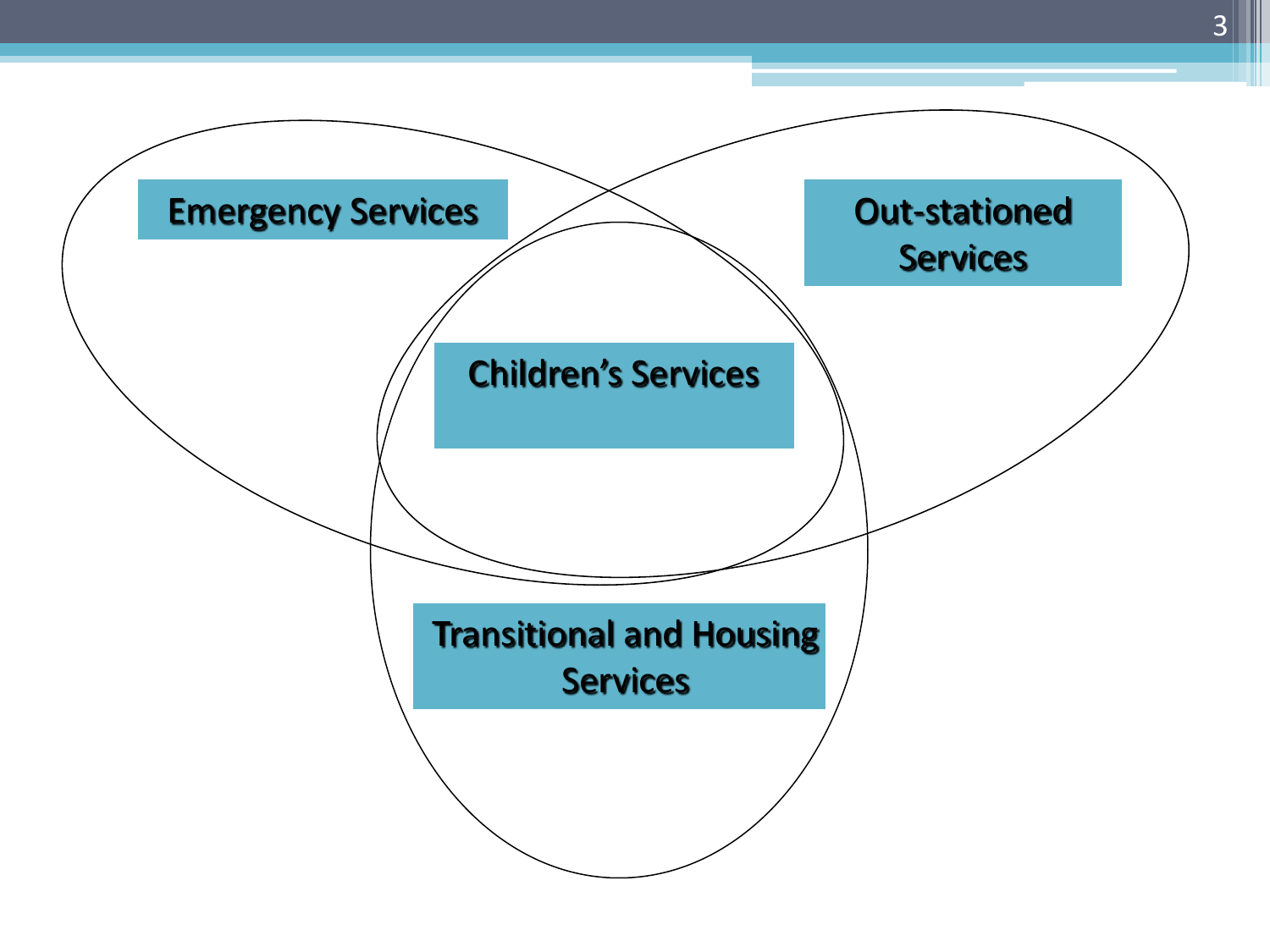Emergency Services

Out-stationed Services

Children's Services

Transitional and Housing Services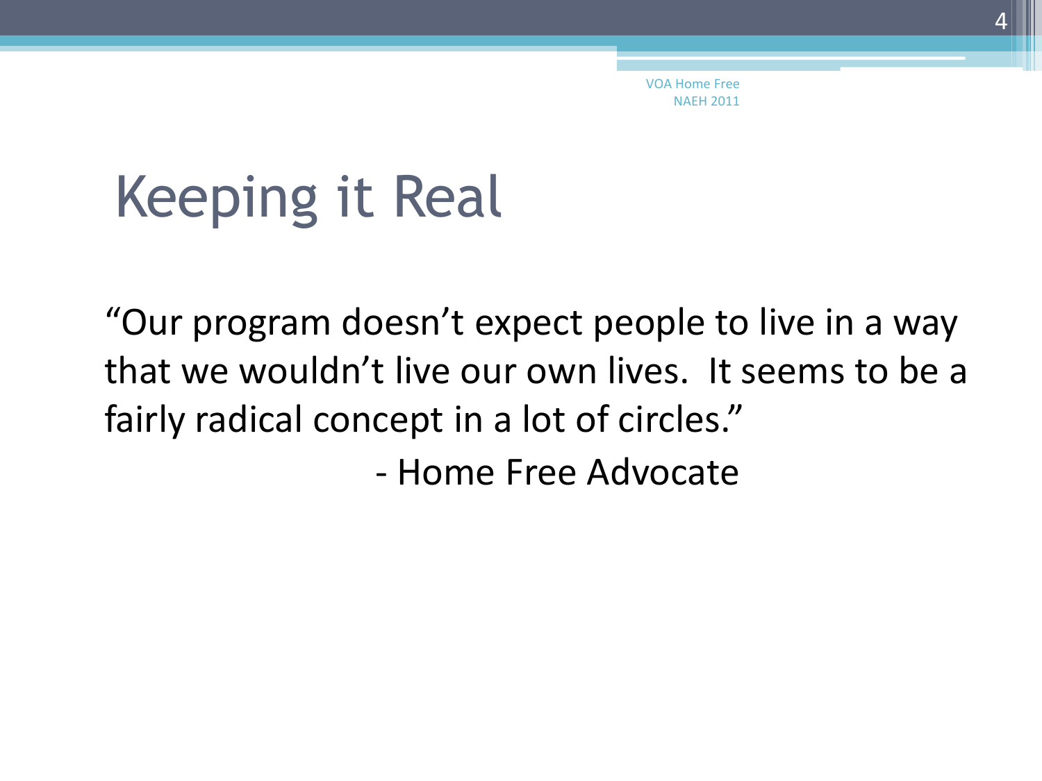# Keeping it Real

"Our program doesn't expect people to live in a way that we wouldn't live our own lives. It seems to be a fairly radical concept in a lot of circles."

- Home Free Advocate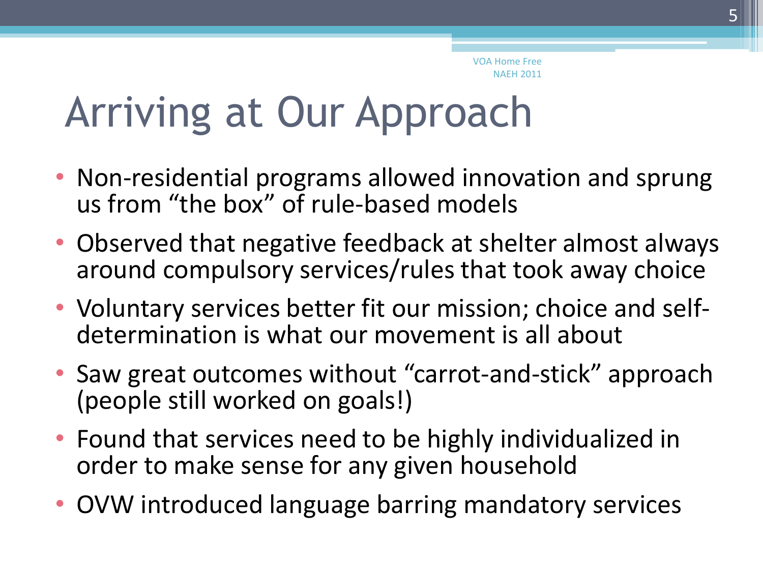# Arriving at Our Approach

- Non-residential programs allowed innovation and sprung us from “the box” of rule-based models
- Observed that negative feedback at shelter almost always around compulsory services/rules that took away choice
- Voluntary services better fit our mission; choice and self-determination is what our movement is all about
- Saw great outcomes without “carrot-and-stick” approach (people still worked on goals!)
- Found that services need to be highly individualized in order to make sense for any given household
- OVW introduced language barring mandatory services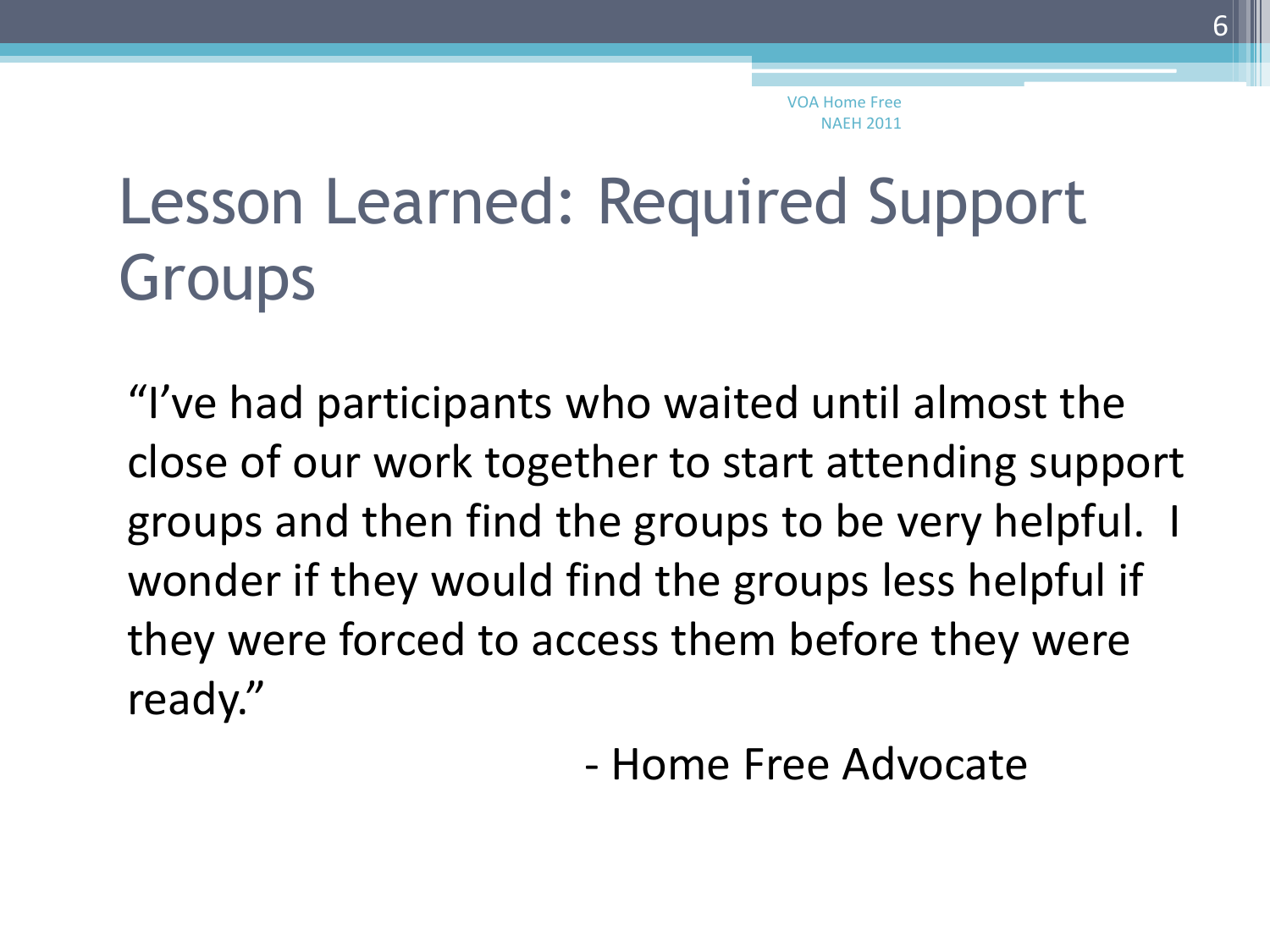# Lesson Learned: Required Support Groups

"I've had participants who waited until almost the close of our work together to start attending support groups and then find the groups to be very helpful. I wonder if they would find the groups less helpful if they were forced to access them before they were ready."

- Home Free Advocate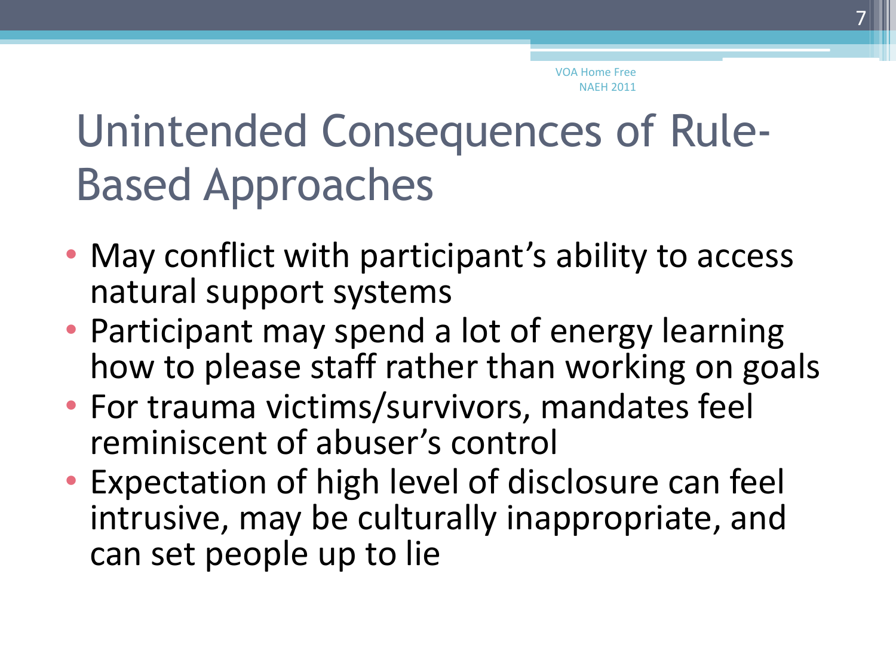# Unintended Consequences of Rule-Based Approaches

- May conflict with participant's ability to access natural support systems
- Participant may spend a lot of energy learning how to please staff rather than working on goals
- For trauma victims/survivors, mandates feel reminiscent of abuser's control
- Expectation of high level of disclosure can feel intrusive, may be culturally inappropriate, and can set people up to lie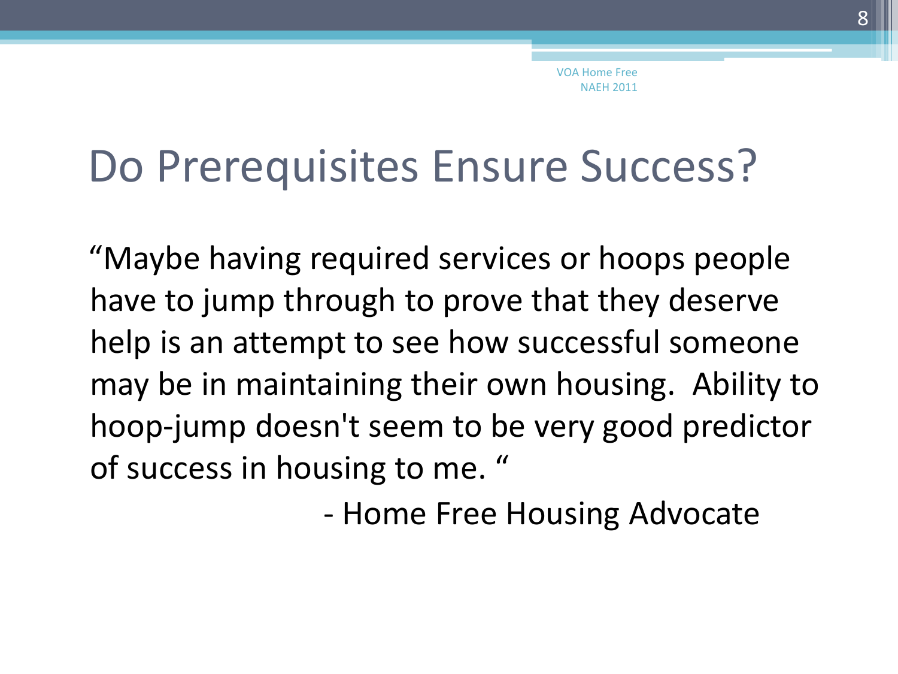# Do Prerequisites Ensure Success?

"Maybe having required services or hoops people have to jump through to prove that they deserve help is an attempt to see how successful someone may be in maintaining their own housing.  Ability to hoop-jump doesn't seem to be very good predictor of success in housing to me. "

- Home Free Housing Advocate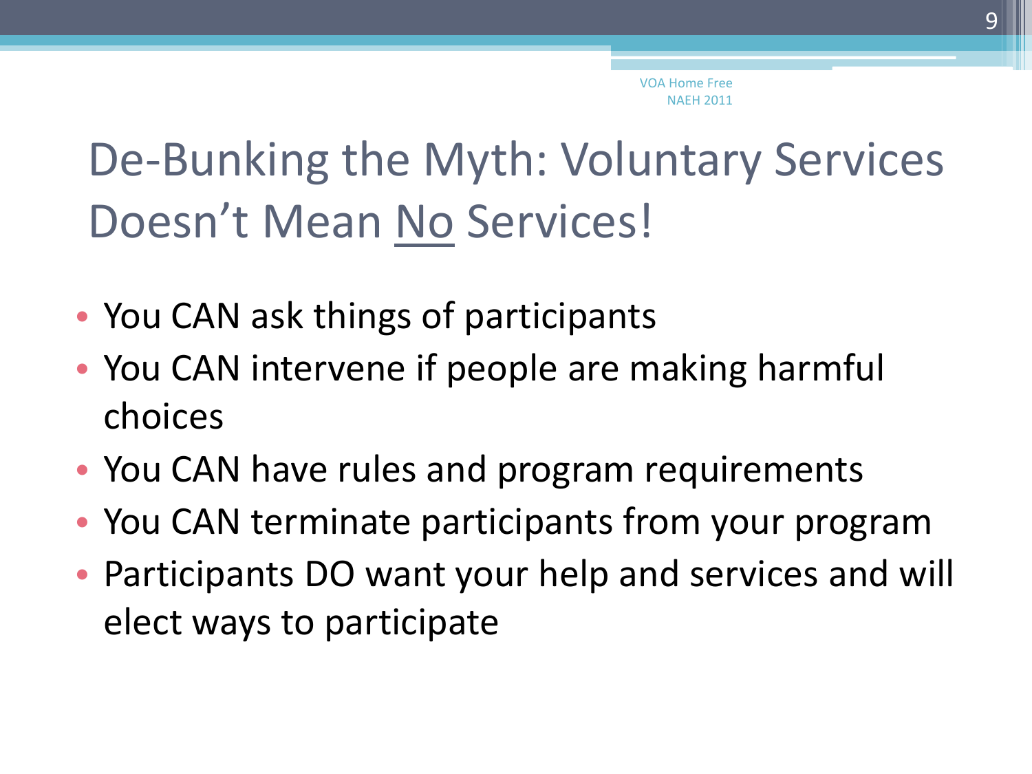# De-Bunking the Myth: Voluntary Services Doesn't Mean No Services!

- You CAN ask things of participants
- You CAN intervene if people are making harmful choices
- You CAN have rules and program requirements
- You CAN terminate participants from your program
- Participants DO want your help and services and will elect ways to participate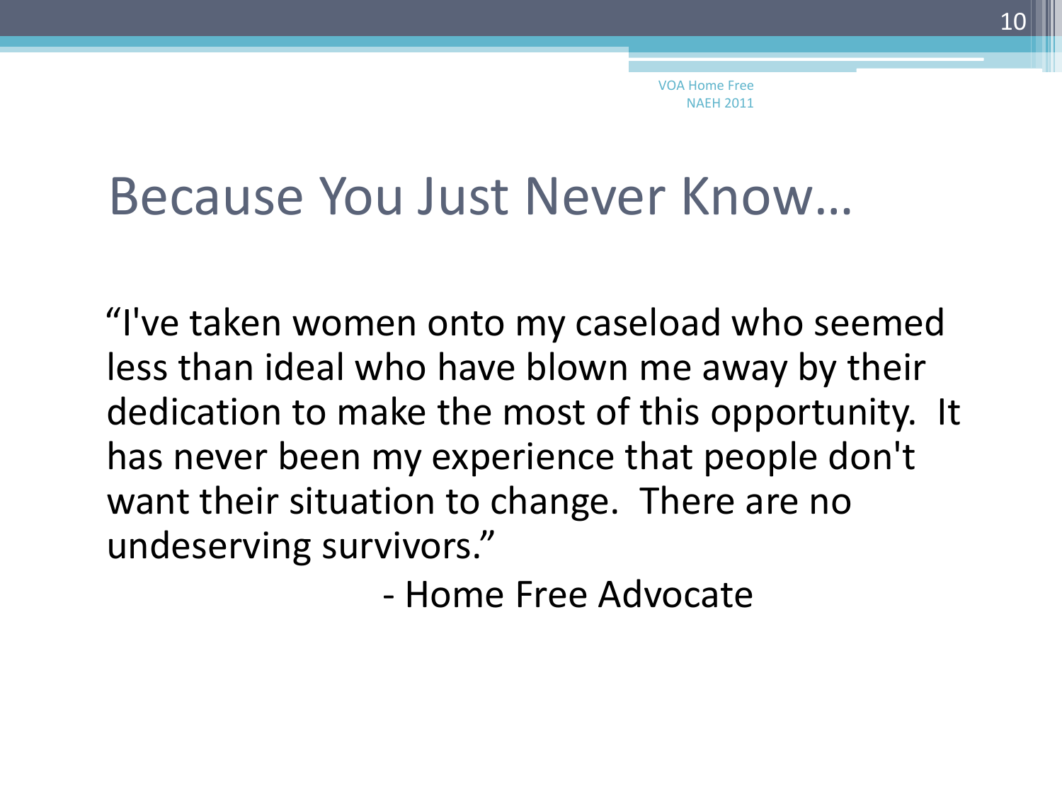# Because You Just Never Know…

"I've taken women onto my caseload who seemed less than ideal who have blown me away by their dedication to make the most of this opportunity. It has never been my experience that people don't want their situation to change. There are no undeserving survivors."

- Home Free Advocate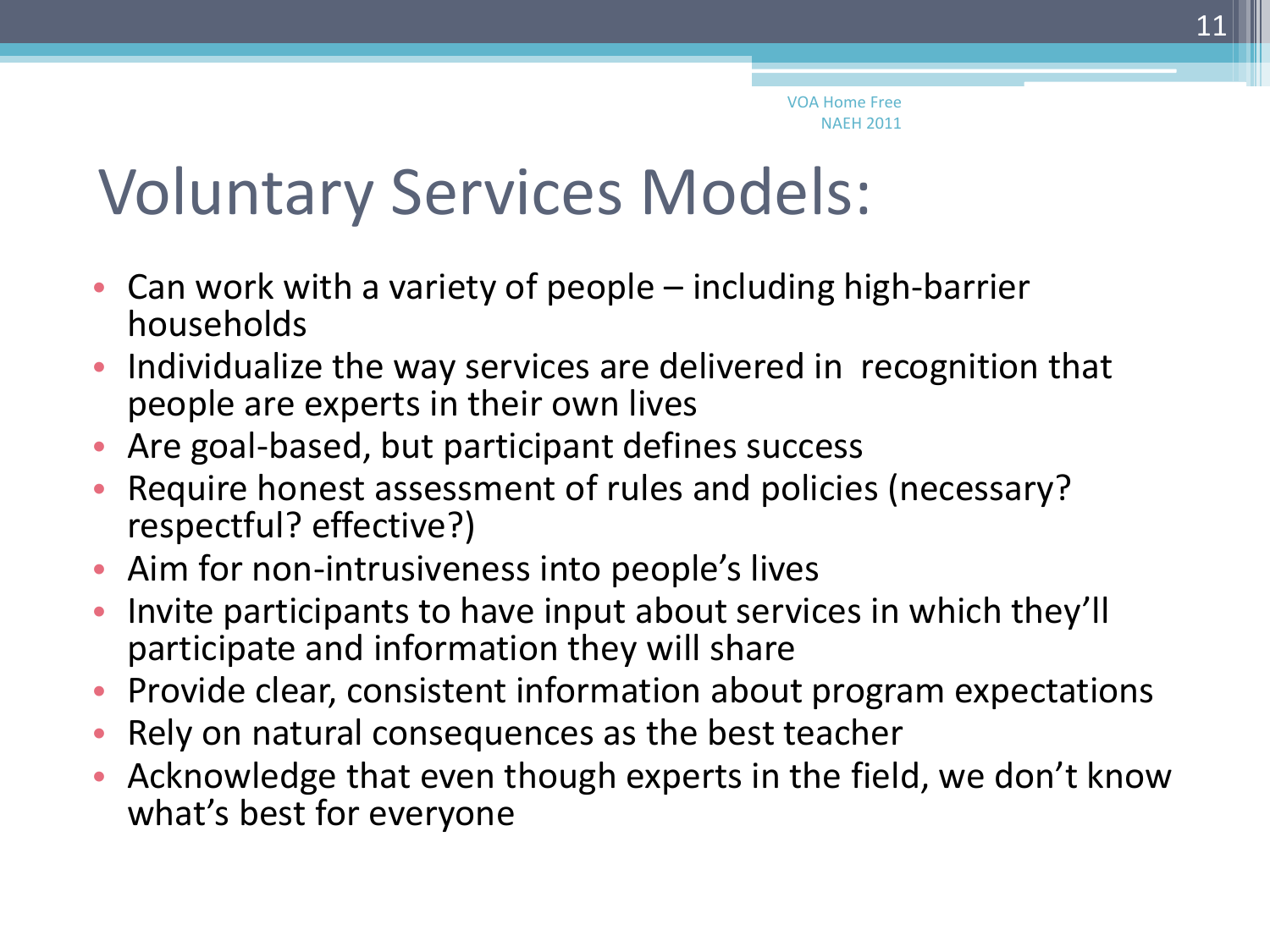# Voluntary Services Models:

- Can work with a variety of people – including high-barrier households
- Individualize the way services are delivered in recognition that people are experts in their own lives
- Are goal-based, but participant defines success
- Require honest assessment of rules and policies (necessary? respectful? effective?)
- Aim for non-intrusiveness into people's lives
- Invite participants to have input about services in which they'll participate and information they will share
- Provide clear, consistent information about program expectations
- Rely on natural consequences as the best teacher
- Acknowledge that even though experts in the field, we don't know what's best for everyone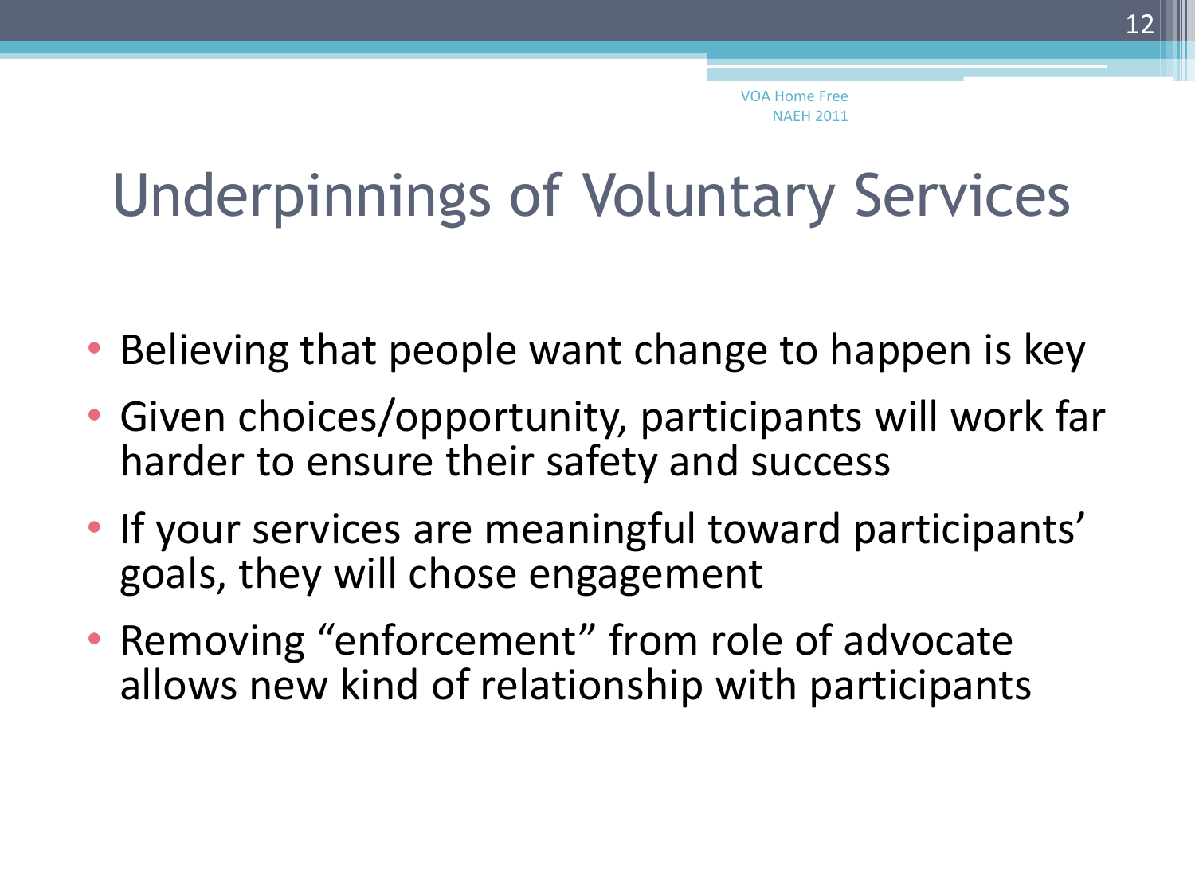VOA Home Free
NAEH 2011

# Underpinnings of Voluntary Services

- Believing that people want change to happen is key
- Given choices/opportunity, participants will work far harder to ensure their safety and success
- If your services are meaningful toward participants' goals, they will chose engagement
- Removing "enforcement" from role of advocate allows new kind of relationship with participants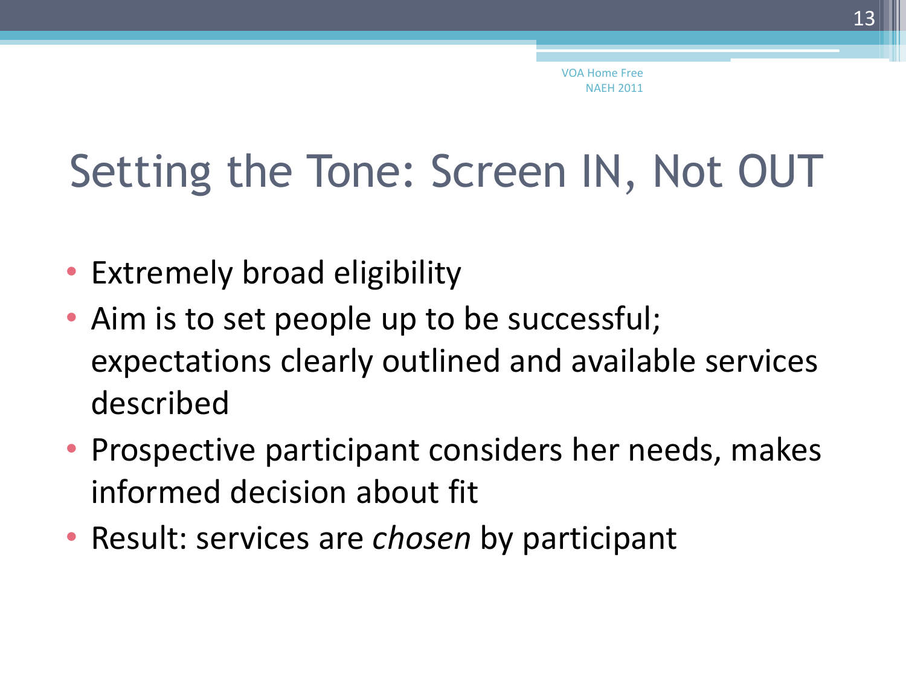# Setting the Tone: Screen IN, Not OUT

- Extremely broad eligibility
- Aim is to set people up to be successful; expectations clearly outlined and available services described
- Prospective participant considers her needs, makes informed decision about fit
- Result: services are *chosen* by participant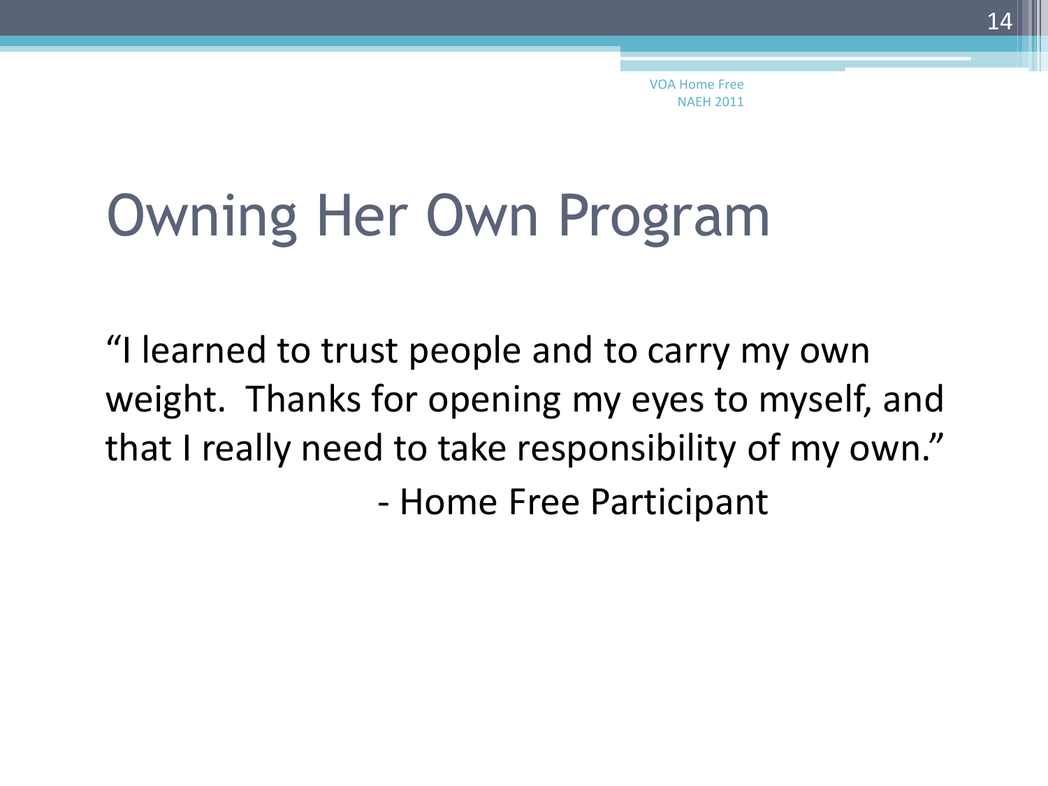# Owning Her Own Program

"I learned to trust people and to carry my own weight. Thanks for opening my eyes to myself, and that I really need to take responsibility of my own."

- Home Free Participant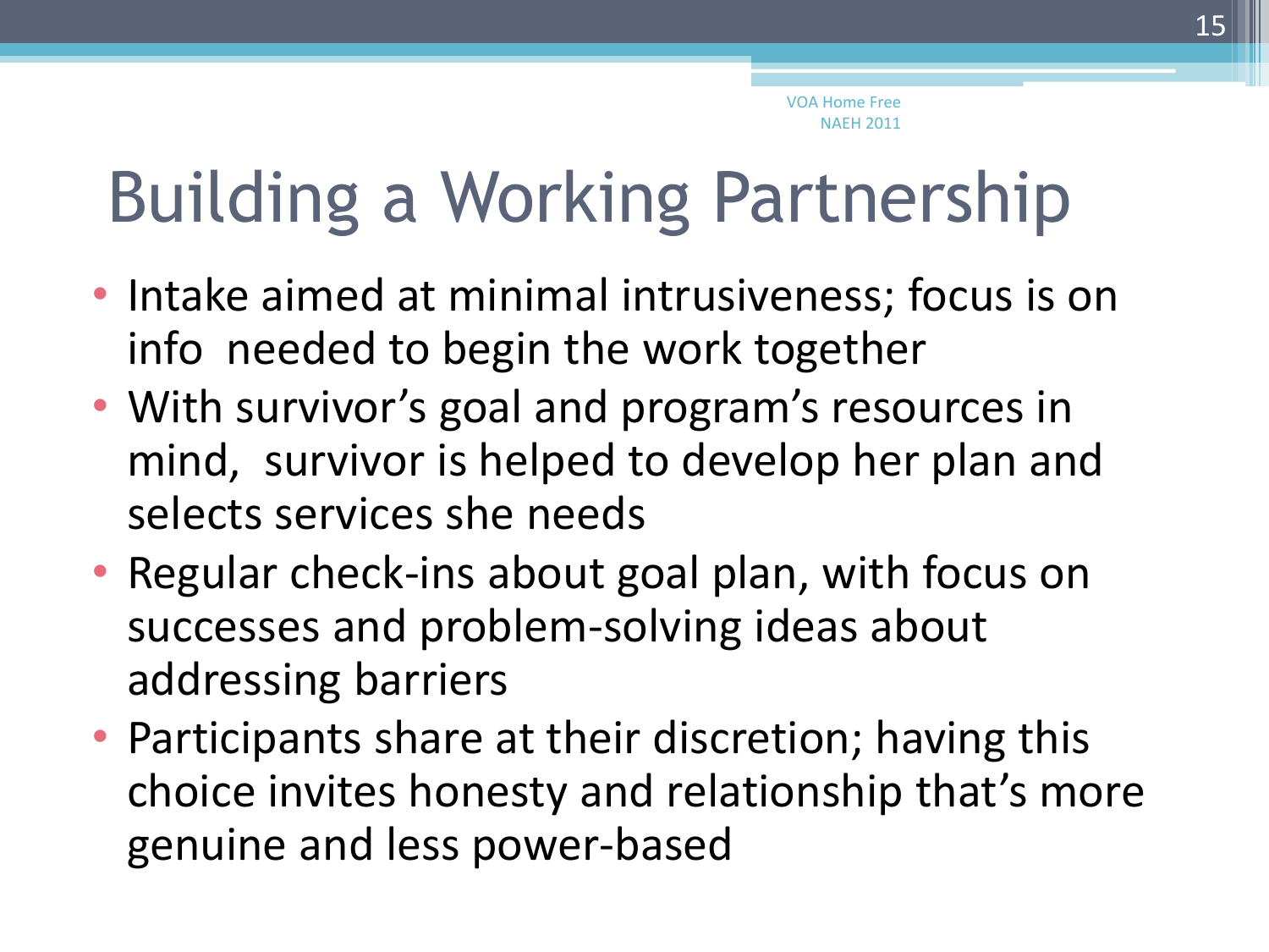# Building a Working Partnership

- Intake aimed at minimal intrusiveness; focus is on info needed to begin the work together
- With survivor's goal and program's resources in mind, survivor is helped to develop her plan and selects services she needs
- Regular check-ins about goal plan, with focus on successes and problem-solving ideas about addressing barriers
- Participants share at their discretion; having this choice invites honesty and relationship that's more genuine and less power-based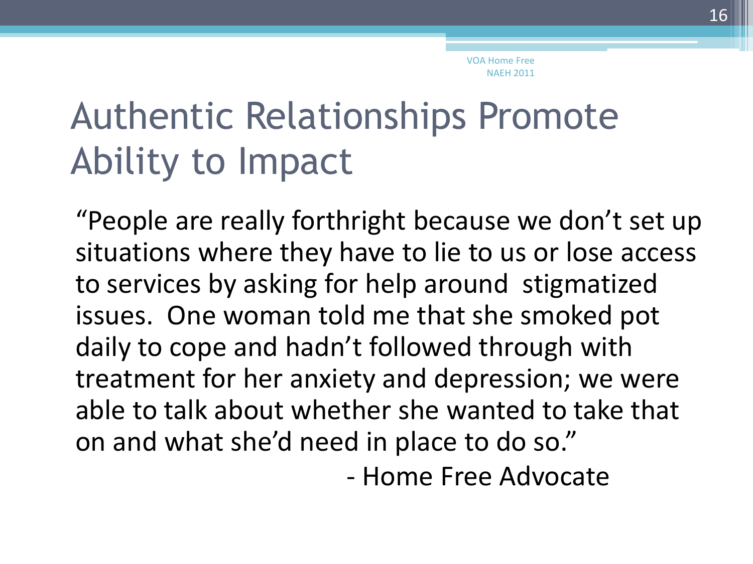VOA Home Free
NAEH 2011

# Authentic Relationships Promote Ability to Impact

"People are really forthright because we don't set up situations where they have to lie to us or lose access to services by asking for help around stigmatized issues. One woman told me that she smoked pot daily to cope and hadn't followed through with treatment for her anxiety and depression; we were able to talk about whether she wanted to take that on and what she'd need in place to do so."

- Home Free Advocate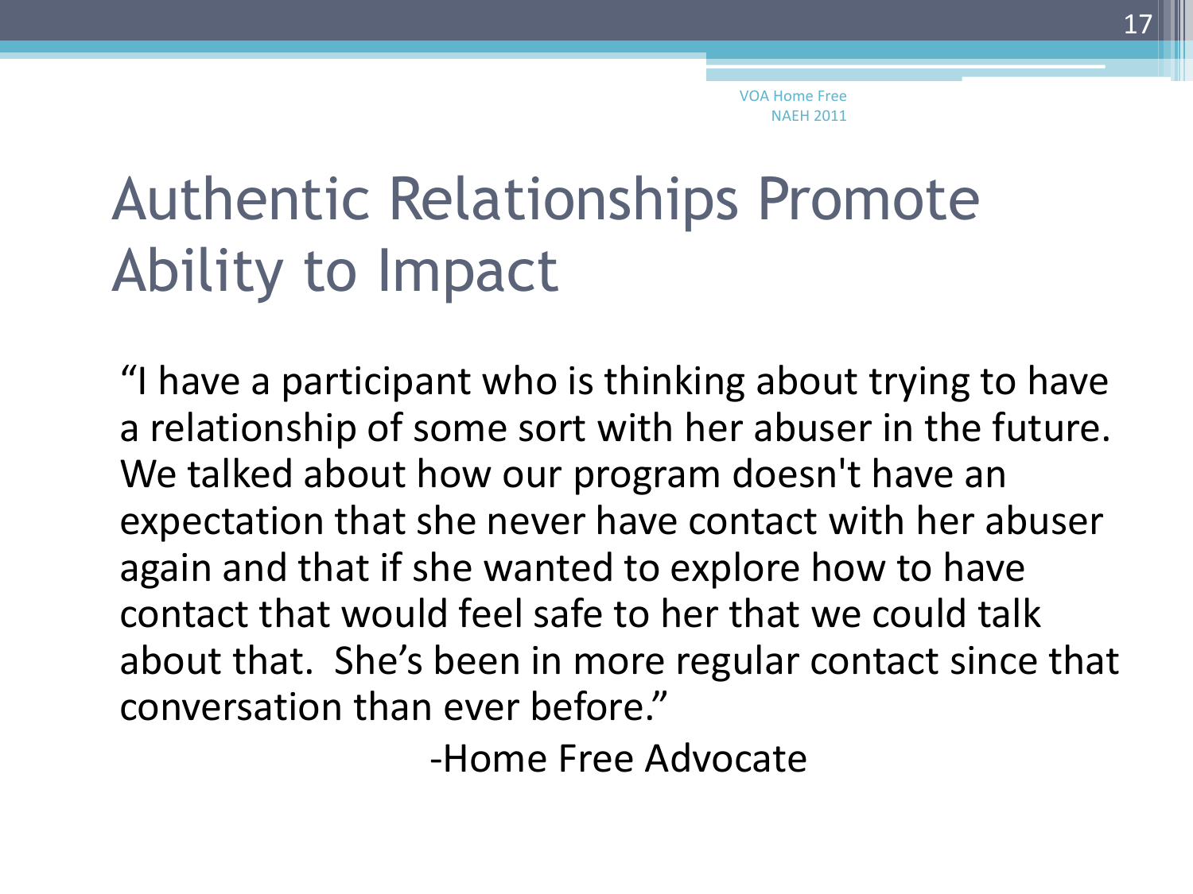# Authentic Relationships Promote Ability to Impact

"I have a participant who is thinking about trying to have a relationship of some sort with her abuser in the future. We talked about how our program doesn't have an expectation that she never have contact with her abuser again and that if she wanted to explore how to have contact that would feel safe to her that we could talk about that. She's been in more regular contact since that conversation than ever before."

-Home Free Advocate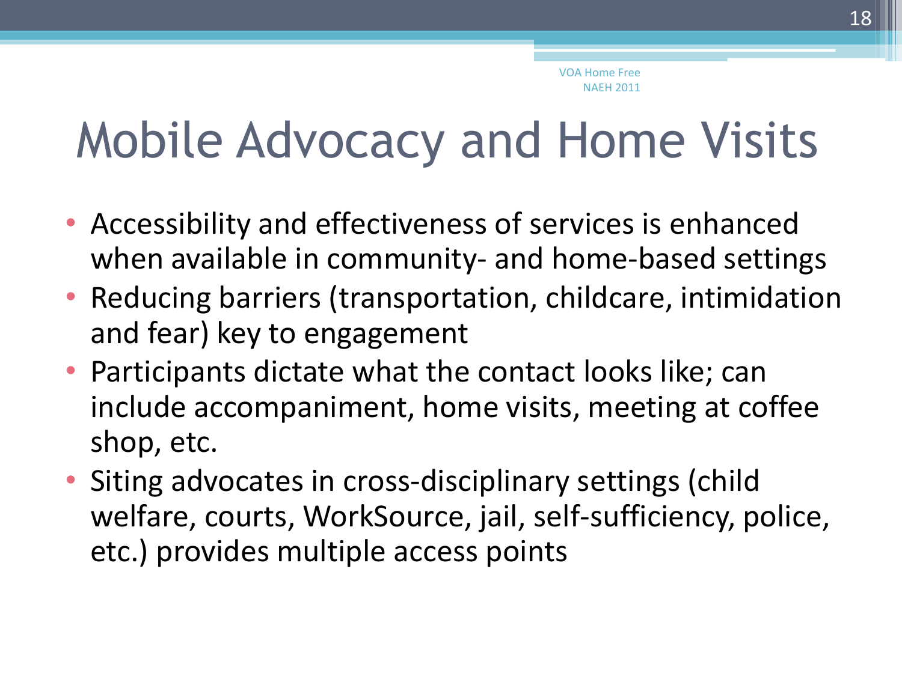# Mobile Advocacy and Home Visits

- Accessibility and effectiveness of services is enhanced when available in community- and home-based settings
- Reducing barriers (transportation, childcare, intimidation and fear) key to engagement
- Participants dictate what the contact looks like; can include accompaniment, home visits, meeting at coffee shop, etc.
- Siting advocates in cross-disciplinary settings (child welfare, courts, WorkSource, jail, self-sufficiency, police, etc.) provides multiple access points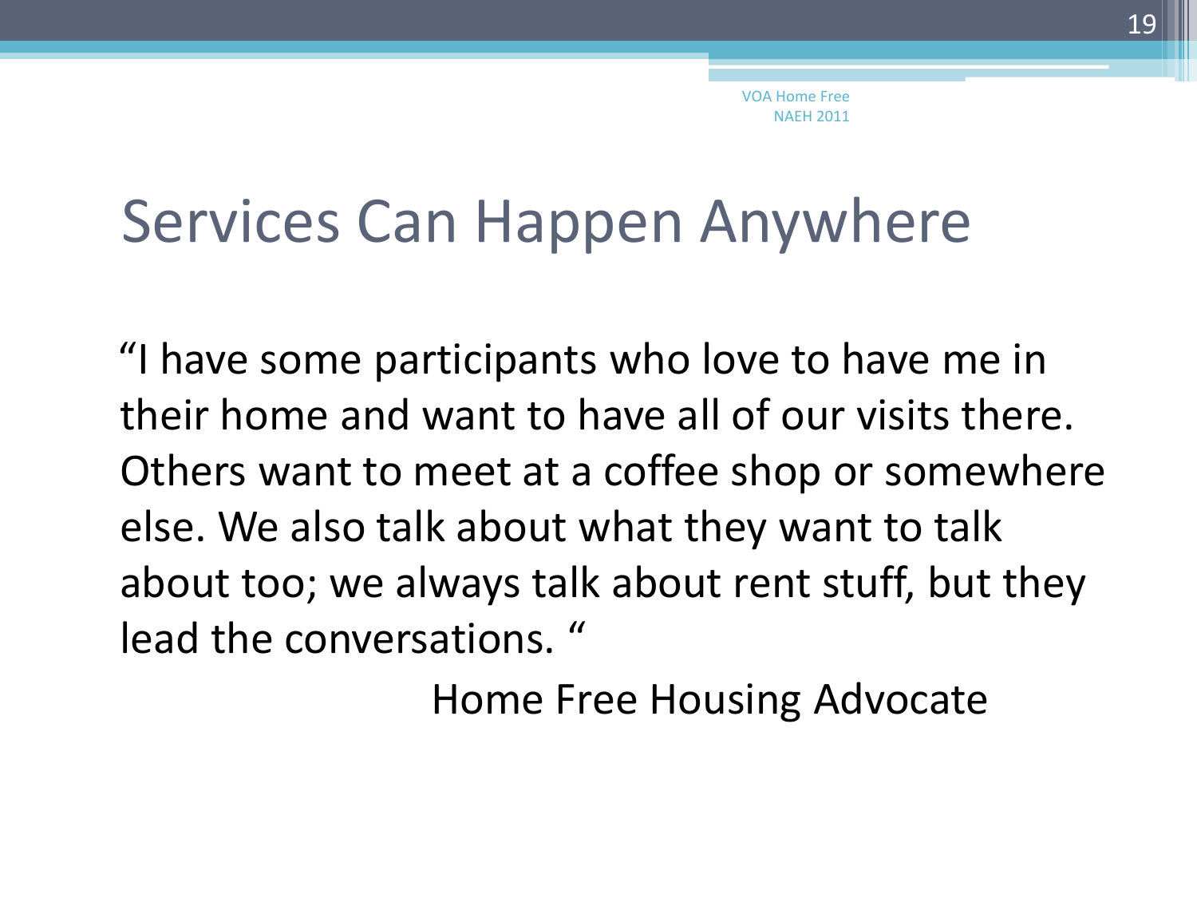# Services Can Happen Anywhere

"I have some participants who love to have me in their home and want to have all of our visits there. Others want to meet at a coffee shop or somewhere else. We also talk about what they want to talk about too; we always talk about rent stuff, but they lead the conversations. "

Home Free Housing Advocate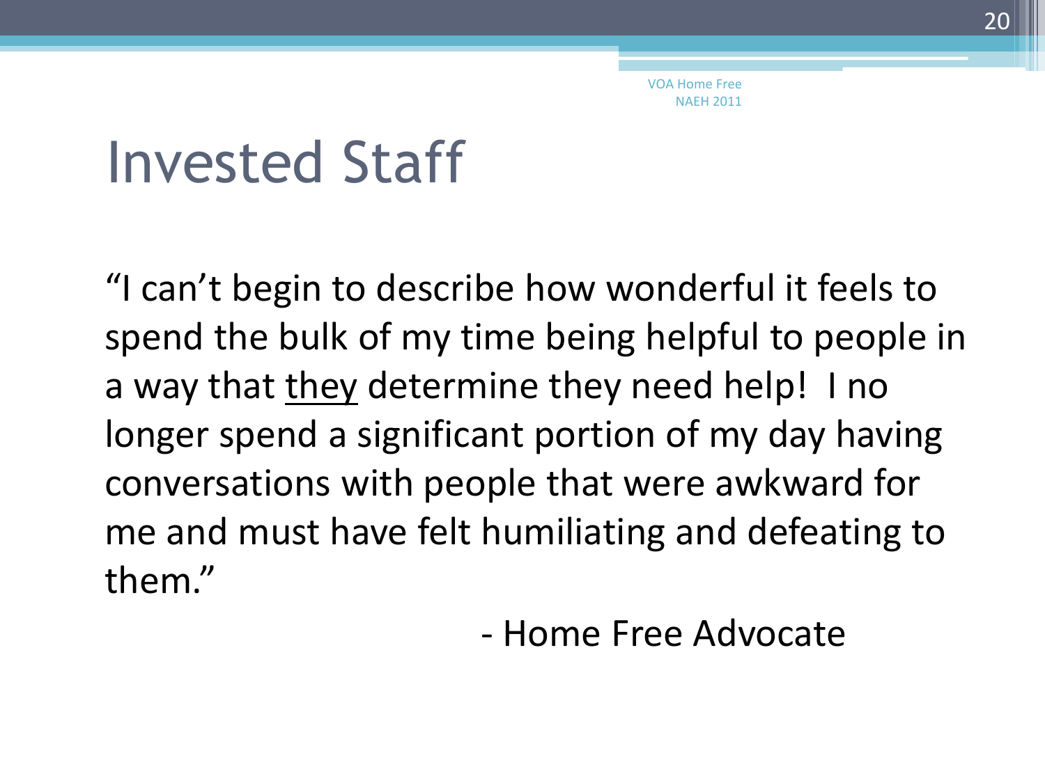# Invested Staff

"I can't begin to describe how wonderful it feels to spend the bulk of my time being helpful to people in a way that <u>they</u> determine they need help! I no longer spend a significant portion of my day having conversations with people that were awkward for me and must have felt humiliating and defeating to them."

- Home Free Advocate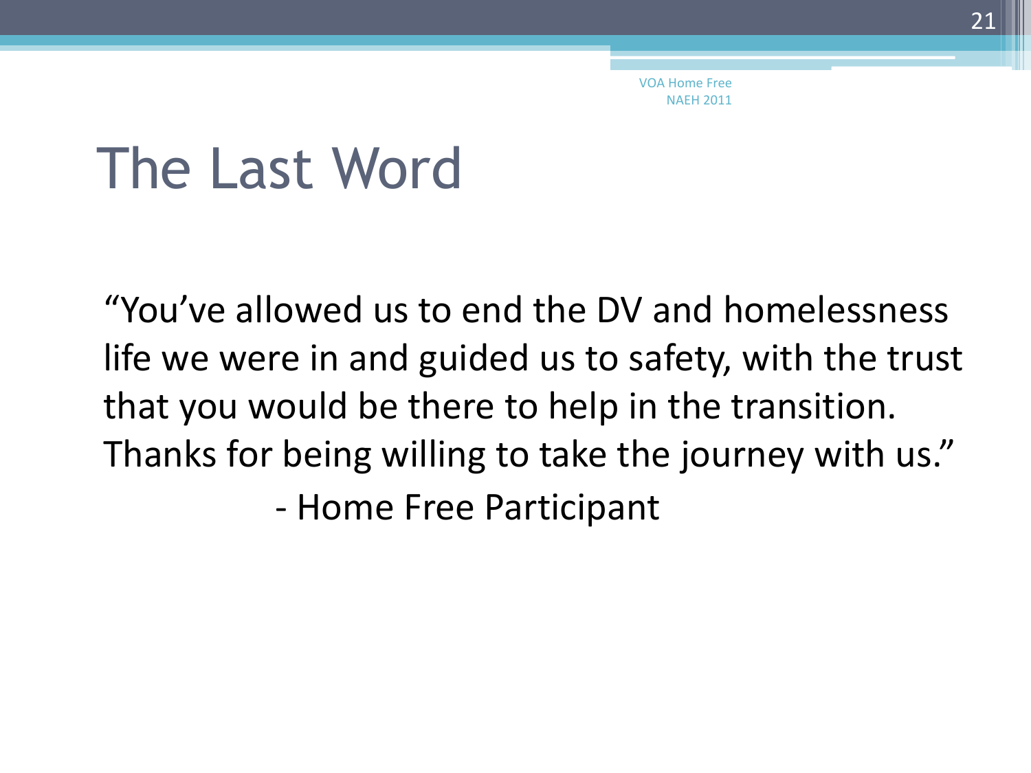VOA Home Free
NAEH 2011

# The Last Word

"You've allowed us to end the DV and homelessness life we were in and guided us to safety, with the trust that you would be there to help in the transition. Thanks for being willing to take the journey with us."

- Home Free Participant